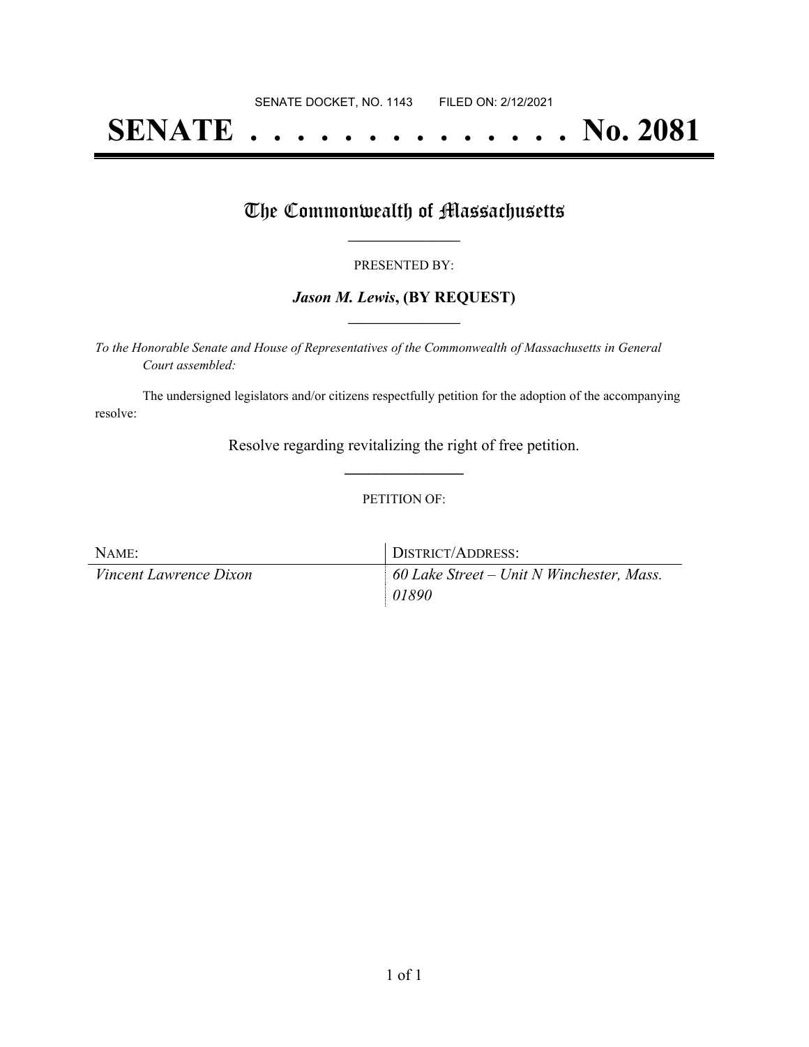SENATE DOCKET, NO. 1143 FILED ON: 2/12/2021

# SENATE . . . . . . . . . . . . . . No. 2081

## The Commonwealth of Massachusetts

PRESENTED BY:

***Jason M. Lewis*, (BY REQUEST)**

*To the Honorable Senate and House of Representatives of the Commonwealth of Massachusetts in General Court assembled:*

The undersigned legislators and/or citizens respectfully petition for the adoption of the accompanying resolve:

Resolve regarding revitalizing the right of free petition.

PETITION OF:

| NAME: | DISTRICT/ADDRESS: |
| --- | --- |
| *Vincent Lawrence Dixon* | *60 Lake Street – Unit N Winchester, Mass. 01890* |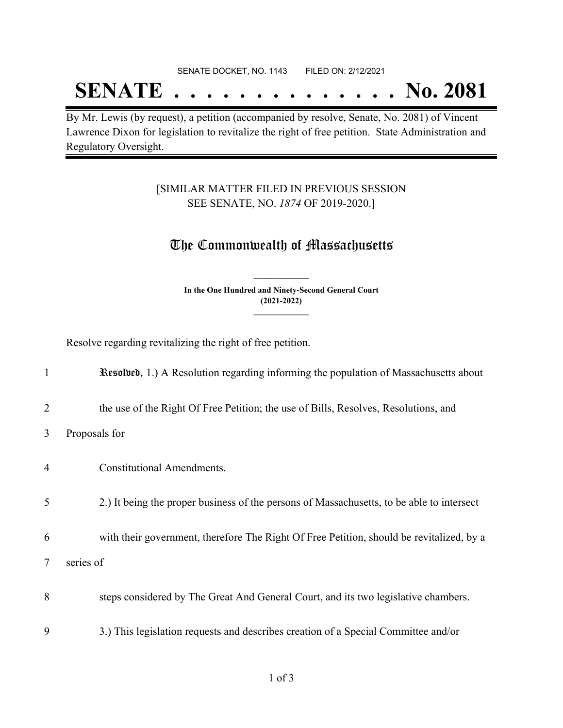SENATE DOCKET, NO. 1143 FILED ON: 2/12/2021

# SENATE . . . . . . . . . . . . . . No. 2081

By Mr. Lewis (by request), a petition (accompanied by resolve, Senate, No. 2081) of Vincent Lawrence Dixon for legislation to revitalize the right of free petition. State Administration and Regulatory Oversight.

[SIMILAR MATTER FILED IN PREVIOUS SESSION
SEE SENATE, NO. *1874* OF 2019-2020.]

## The Commonwealth of Massachusetts

**In the One Hundred and Ninety-Second General Court**
**(2021-2022)**

Resolve regarding revitalizing the right of free petition.

1 **Resolved**, 1.) A Resolution regarding informing the population of Massachusetts about

2 the use of the Right Of Free Petition; the use of Bills, Resolves, Resolutions, and

3 Proposals for

4 Constitutional Amendments.

5 2.) It being the proper business of the persons of Massachusetts, to be able to intersect

6 with their government, therefore The Right Of Free Petition, should be revitalized, by a

7 series of

8 steps considered by The Great And General Court, and its two legislative chambers.

9 3.) This legislation requests and describes creation of a Special Committee and/or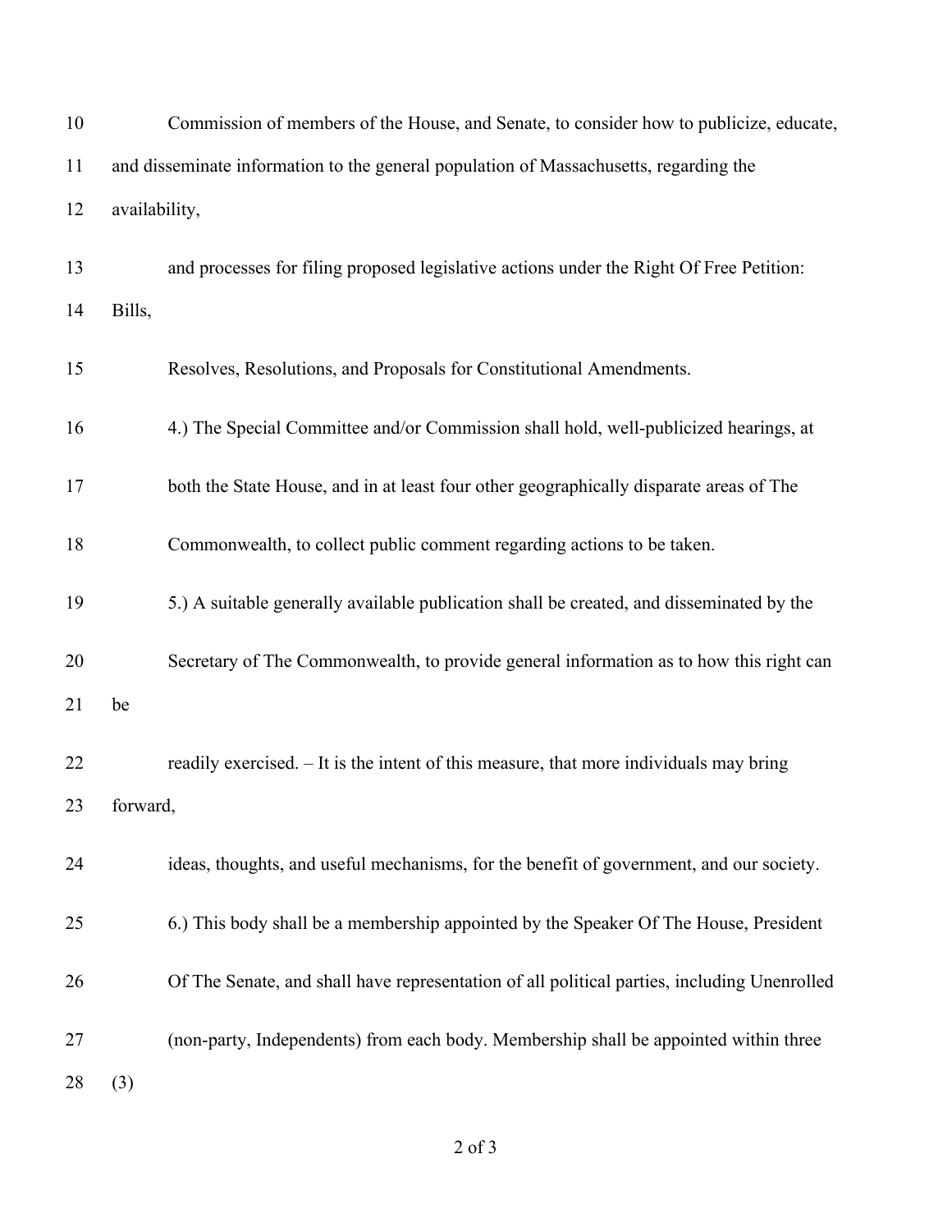Commission of members of the House, and Senate, to consider how to publicize, educate, and disseminate information to the general population of Massachusetts, regarding the availability,

and processes for filing proposed legislative actions under the Right Of Free Petition: Bills,

Resolves, Resolutions, and Proposals for Constitutional Amendments.

4.) The Special Committee and/or Commission shall hold, well-publicized hearings, at both the State House, and in at least four other geographically disparate areas of The Commonwealth, to collect public comment regarding actions to be taken.

5.) A suitable generally available publication shall be created, and disseminated by the Secretary of The Commonwealth, to provide general information as to how this right can be

readily exercised. – It is the intent of this measure, that more individuals may bring forward,

ideas, thoughts, and useful mechanisms, for the benefit of government, and our society.

6.) This body shall be a membership appointed by the Speaker Of The House, President Of The Senate, and shall have representation of all political parties, including Unenrolled (non-party, Independents) from each body. Membership shall be appointed within three (3)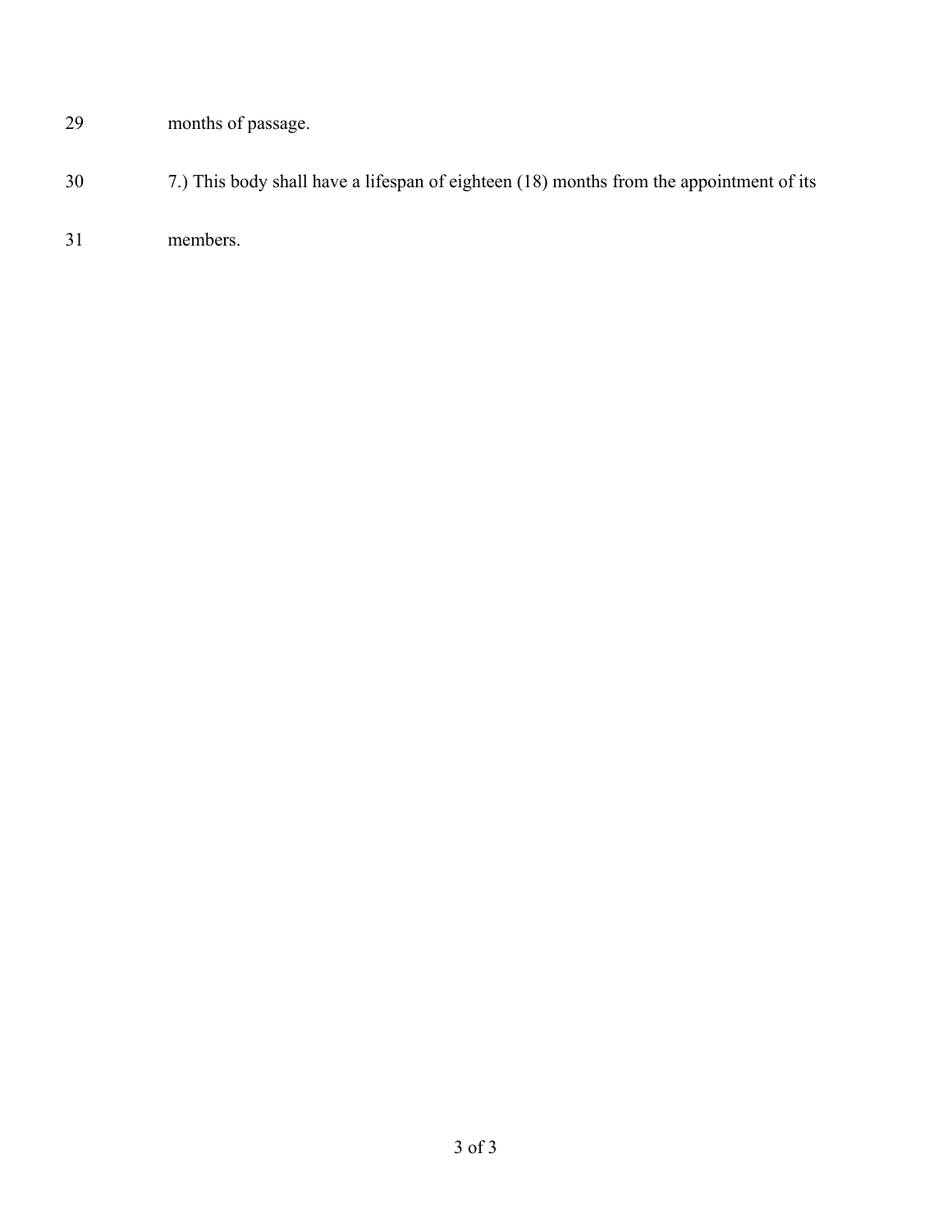29 months of passage.

30 7.) This body shall have a lifespan of eighteen (18) months from the appointment of its

31 members.